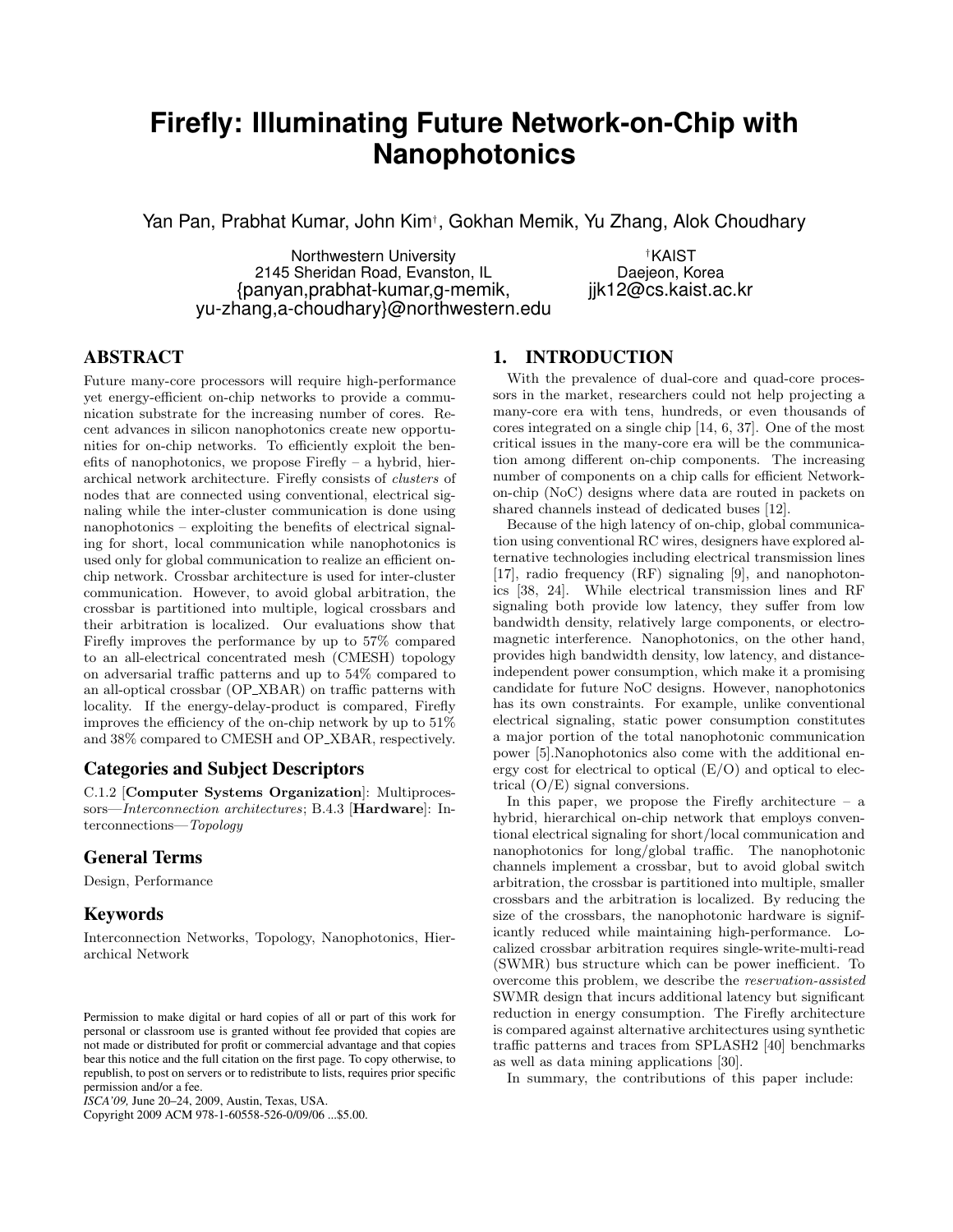# Firefly: Illuminating Future Network-on-Chip with Nanophotonics

Yan Pan, Prabhat Kumar, John Kim[†], Gokhan Memik, Yu Zhang, Alok Choudhary

Northwestern University
2145 Sheridan Road, Evanston, IL
{panyan,prabhat-kumar,g-memik, yu-zhang,a-choudhary}@northwestern.edu

[†]KAIST
Daejeon, Korea
jjk12@cs.kaist.ac.kr

## ABSTRACT

Future many-core processors will require high-performance yet energy-efficient on-chip networks to provide a communication substrate for the increasing number of cores. Recent advances in silicon nanophotonics create new opportunities for on-chip networks. To efficiently exploit the benefits of nanophotonics, we propose Firefly – a hybrid, hierarchical network architecture. Firefly consists of *clusters* of nodes that are connected using conventional, electrical signaling while the inter-cluster communication is done using nanophotonics – exploiting the benefits of electrical signaling for short, local communication while nanophotonics is used only for global communication to realize an efficient on-chip network. Crossbar architecture is used for inter-cluster communication. However, to avoid global arbitration, the crossbar is partitioned into multiple, logical crossbars and their arbitration is localized. Our evaluations show that Firefly improves the performance by up to 57% compared to an all-electrical concentrated mesh (CMESH) topology on adversarial traffic patterns and up to 54% compared to an all-optical crossbar (OP_XBAR) on traffic patterns with locality. If the energy-delay-product is compared, Firefly improves the efficiency of the on-chip network by up to 51% and 38% compared to CMESH and OP_XBAR, respectively.

### Categories and Subject Descriptors

C.1.2 [**Computer Systems Organization**]: Multiprocessors—*Interconnection architectures*; B.4.3 [**Hardware**]: Interconnections—*Topology*

### General Terms

Design, Performance

### Keywords

Interconnection Networks, Topology, Nanophotonics, Hierarchical Network

Permission to make digital or hard copies of all or part of this work for personal or classroom use is granted without fee provided that copies are not made or distributed for profit or commercial advantage and that copies bear this notice and the full citation on the first page. To copy otherwise, to republish, to post on servers or to redistribute to lists, requires prior specific permission and/or a fee.
*ISCA'09,* June 20–24, 2009, Austin, Texas, USA.
Copyright 2009 ACM 978-1-60558-526-0/09/06 ...$5.00.

## 1. INTRODUCTION

With the prevalence of dual-core and quad-core processors in the market, researchers could not help projecting a many-core era with tens, hundreds, or even thousands of cores integrated on a single chip [14, 6, 37]. One of the most critical issues in the many-core era will be the communication among different on-chip components. The increasing number of components on a chip calls for efficient Network-on-chip (NoC) designs where data are routed in packets on shared channels instead of dedicated buses [12].

Because of the high latency of on-chip, global communication using conventional RC wires, designers have explored alternative technologies including electrical transmission lines [17], radio frequency (RF) signaling [9], and nanophotonics [38, 24]. While electrical transmission lines and RF signaling both provide low latency, they suffer from low bandwidth density, relatively large components, or electromagnetic interference. Nanophotonics, on the other hand, provides high bandwidth density, low latency, and distance-independent power consumption, which make it a promising candidate for future NoC designs. However, nanophotonics has its own constraints. For example, unlike conventional electrical signaling, static power consumption constitutes a major portion of the total nanophotonic communication power [5].Nanophotonics also come with the additional energy cost for electrical to optical (E/O) and optical to electrical (O/E) signal conversions.

In this paper, we propose the Firefly architecture – a hybrid, hierarchical on-chip network that employs conventional electrical signaling for short/local communication and nanophotonics for long/global traffic. The nanophotonic channels implement a crossbar, but to avoid global switch arbitration, the crossbar is partitioned into multiple, smaller crossbars and the arbitration is localized. By reducing the size of the crossbars, the nanophotonic hardware is significantly reduced while maintaining high-performance. Localized crossbar arbitration requires single-write-multi-read (SWMR) bus structure which can be power inefficient. To overcome this problem, we describe the *reservation-assisted* SWMR design that incurs additional latency but significant reduction in energy consumption. The Firefly architecture is compared against alternative architectures using synthetic traffic patterns and traces from SPLASH2 [40] benchmarks as well as data mining applications [30].

In summary, the contributions of this paper include: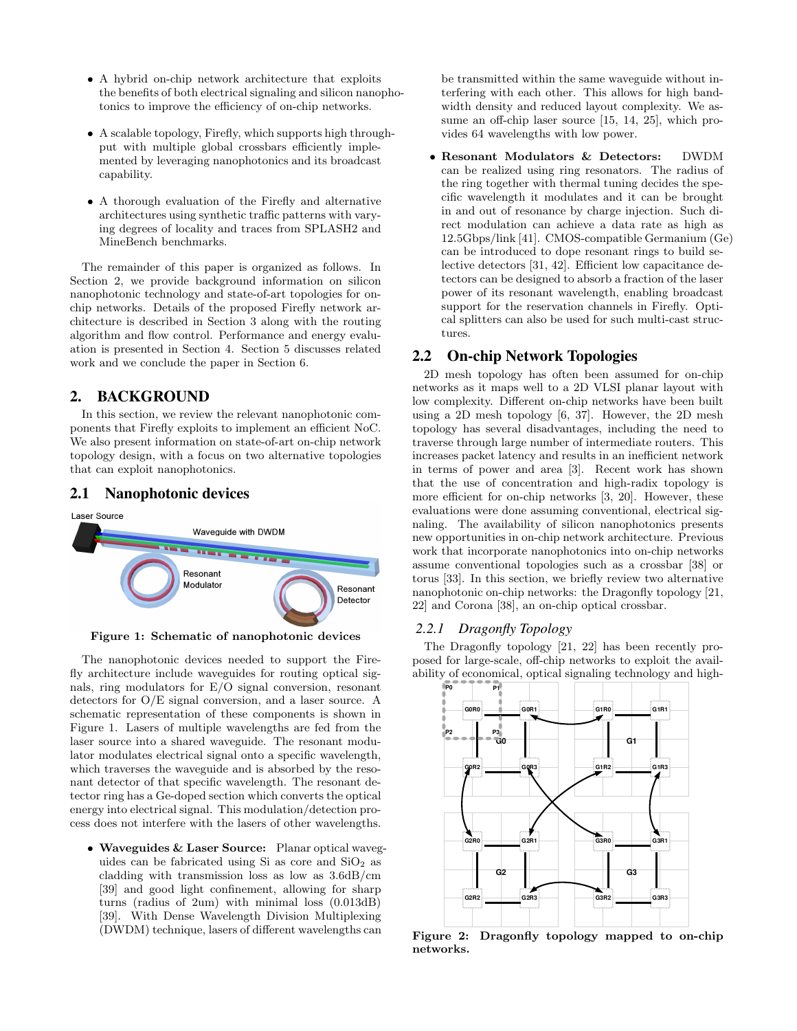- A hybrid on-chip network architecture that exploits the benefits of both electrical signaling and silicon nanophotonics to improve the efficiency of on-chip networks.
- A scalable topology, Firefly, which supports high throughput with multiple global crossbars efficiently implemented by leveraging nanophotonics and its broadcast capability.
- A thorough evaluation of the Firefly and alternative architectures using synthetic traffic patterns with varying degrees of locality and traces from SPLASH2 and MineBench benchmarks.

The remainder of this paper is organized as follows. In Section 2, we provide background information on silicon nanophotonic technology and state-of-art topologies for on-chip networks. Details of the proposed Firefly network architecture is described in Section 3 along with the routing algorithm and flow control. Performance and energy evaluation is presented in Section 4. Section 5 discusses related work and we conclude the paper in Section 6.

## 2. BACKGROUND

In this section, we review the relevant nanophotonic components that Firefly exploits to implement an efficient NoC. We also present information on state-of-art on-chip network topology design, with a focus on two alternative topologies that can exploit nanophotonics.

### 2.1 Nanophotonic devices

**Figure 1: Schematic of nanophotonic devices**

The nanophotonic devices needed to support the Firefly architecture include waveguides for routing optical signals, ring modulators for E/O signal conversion, resonant detectors for O/E signal conversion, and a laser source. A schematic representation of these components is shown in Figure 1. Lasers of multiple wavelengths are fed from the laser source into a shared waveguide. The resonant modulator modulates electrical signal onto a specific wavelength, which traverses the waveguide and is absorbed by the resonant detector of that specific wavelength. The resonant detector ring has a Ge-doped section which converts the optical energy into electrical signal. This modulation/detection process does not interfere with the lasers of other wavelengths.

- **Waveguides & Laser Source:** Planar optical waveguides can be fabricated using Si as core and $SiO_2$ as cladding with transmission loss as low as 3.6dB/cm [39] and good light confinement, allowing for sharp turns (radius of 2um) with minimal loss (0.013dB) [39]. With Dense Wavelength Division Multiplexing (DWDM) technique, lasers of different wavelengths can be transmitted within the same waveguide without interfering with each other. This allows for high bandwidth density and reduced layout complexity. We assume an off-chip laser source [15, 14, 25], which provides 64 wavelengths with low power.
- **Resonant Modulators & Detectors:** DWDM can be realized using ring resonators. The radius of the ring together with thermal tuning decides the specific wavelength it modulates and it can be brought in and out of resonance by charge injection. Such direct modulation can achieve a data rate as high as 12.5Gbps/link [41]. CMOS-compatible Germanium (Ge) can be introduced to dope resonant rings to build selective detectors [31, 42]. Efficient low capacitance detectors can be designed to absorb a fraction of the laser power of its resonant wavelength, enabling broadcast support for the reservation channels in Firefly. Optical splitters can also be used for such multi-cast structures.

### 2.2 On-chip Network Topologies

2D mesh topology has often been assumed for on-chip networks as it maps well to a 2D VLSI planar layout with low complexity. Different on-chip networks have been built using a 2D mesh topology [6, 37]. However, the 2D mesh topology has several disadvantages, including the need to traverse through large number of intermediate routers. This increases packet latency and results in an inefficient network in terms of power and area [3]. Recent work has shown that the use of concentration and high-radix topology is more efficient for on-chip networks [3, 20]. However, these evaluations were done assuming conventional, electrical signaling. The availability of silicon nanophotonics presents new opportunities in on-chip network architecture. Previous work that incorporate nanophotonics into on-chip networks assume conventional topologies such as a crossbar [38] or torus [33]. In this section, we briefly review two alternative nanophotonic on-chip networks: the Dragonfly topology [21, 22] and Corona [38], an on-chip optical crossbar.

#### 2.2.1 *Dragonfly Topology*

The Dragonfly topology [21, 22] has been recently proposed for large-scale, off-chip networks to exploit the availability of economical, optical signaling technology and high-

**Figure 2: Dragonfly topology mapped to on-chip networks.**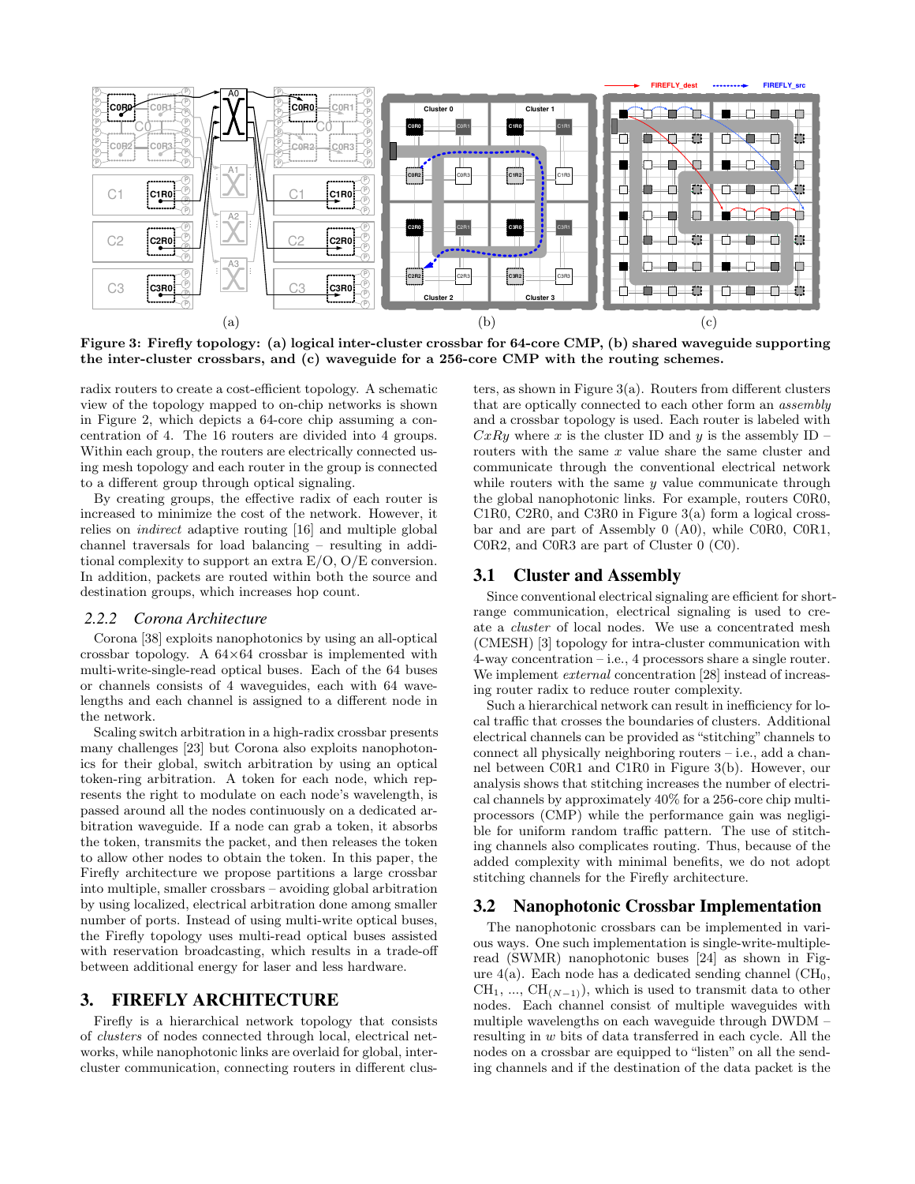Figure 3: Firefly topology: (a) logical inter-cluster crossbar for 64-core CMP, (b) shared waveguide supporting the inter-cluster crossbars, and (c) waveguide for a 256-core CMP with the routing schemes.

radix routers to create a cost-efficient topology. A schematic view of the topology mapped to on-chip networks is shown in Figure 2, which depicts a 64-core chip assuming a concentration of 4. The 16 routers are divided into 4 groups. Within each group, the routers are electrically connected using mesh topology and each router in the group is connected to a different group through optical signaling.

By creating groups, the effective radix of each router is increased to minimize the cost of the network. However, it relies on *indirect* adaptive routing [16] and multiple global channel traversals for load balancing – resulting in additional complexity to support an extra E/O, O/E conversion. In addition, packets are routed within both the source and destination groups, which increases hop count.

### 2.2.2 Corona Architecture

Corona [38] exploits nanophotonics by using an all-optical crossbar topology. A 64×64 crossbar is implemented with multi-write-single-read optical buses. Each of the 64 buses or channels consists of 4 waveguides, each with 64 wavelengths and each channel is assigned to a different node in the network.

Scaling switch arbitration in a high-radix crossbar presents many challenges [23] but Corona also exploits nanophotonics for their global, switch arbitration by using an optical token-ring arbitration. A token for each node, which represents the right to modulate on each node's wavelength, is passed around all the nodes continuously on a dedicated arbitration waveguide. If a node can grab a token, it absorbs the token, transmits the packet, and then releases the token to allow other nodes to obtain the token. In this paper, the Firefly architecture we propose partitions a large crossbar into multiple, smaller crossbars – avoiding global arbitration by using localized, electrical arbitration done among smaller number of ports. Instead of using multi-write optical buses, the Firefly topology uses multi-read optical buses assisted with reservation broadcasting, which results in a trade-off between additional energy for laser and less hardware.

# 3. FIREFLY ARCHITECTURE

Firefly is a hierarchical network topology that consists of *clusters* of nodes connected through local, electrical networks, while nanophotonic links are overlaid for global, inter-cluster communication, connecting routers in different clusters, as shown in Figure 3(a). Routers from different clusters that are optically connected to each other form an *assembly* and a crossbar topology is used. Each router is labeled with $CxRy$ where $x$ is the cluster ID and $y$ is the assembly ID – routers with the same $x$ value share the same cluster and communicate through the conventional electrical network while routers with the same $y$ value communicate through the global nanophotonic links. For example, routers C0R0, C1R0, C2R0, and C3R0 in Figure 3(a) form a logical crossbar and are part of Assembly 0 (A0), while C0R0, C0R1, C0R2, and C0R3 are part of Cluster 0 (C0).

## 3.1 Cluster and Assembly

Since conventional electrical signaling are efficient for short-range communication, electrical signaling is used to create a *cluster* of local nodes. We use a concentrated mesh (CMESH) [3] topology for intra-cluster communication with 4-way concentration – i.e., 4 processors share a single router. We implement *external* concentration [28] instead of increasing router radix to reduce router complexity.

Such a hierarchical network can result in inefficiency for local traffic that crosses the boundaries of clusters. Additional electrical channels can be provided as "stitching" channels to connect all physically neighboring routers – i.e., add a channel between C0R1 and C1R0 in Figure 3(b). However, our analysis shows that stitching increases the number of electrical channels by approximately 40% for a 256-core chip multiprocessors (CMP) while the performance gain was negligible for uniform random traffic pattern. The use of stitching channels also complicates routing. Thus, because of the added complexity with minimal benefits, we do not adopt stitching channels for the Firefly architecture.

## 3.2 Nanophotonic Crossbar Implementation

The nanophotonic crossbars can be implemented in various ways. One such implementation is single-write-multiple-read (SWMR) nanophotonic buses [24] as shown in Figure 4(a). Each node has a dedicated sending channel ($CH_0$, $CH_1$, ..., $CH_{(N-1)}$), which is used to transmit data to other nodes. Each channel consist of multiple waveguides with multiple wavelengths on each waveguide through DWDM – resulting in $w$ bits of data transferred in each cycle. All the nodes on a crossbar are equipped to "listen" on all the sending channels and if the destination of the data packet is the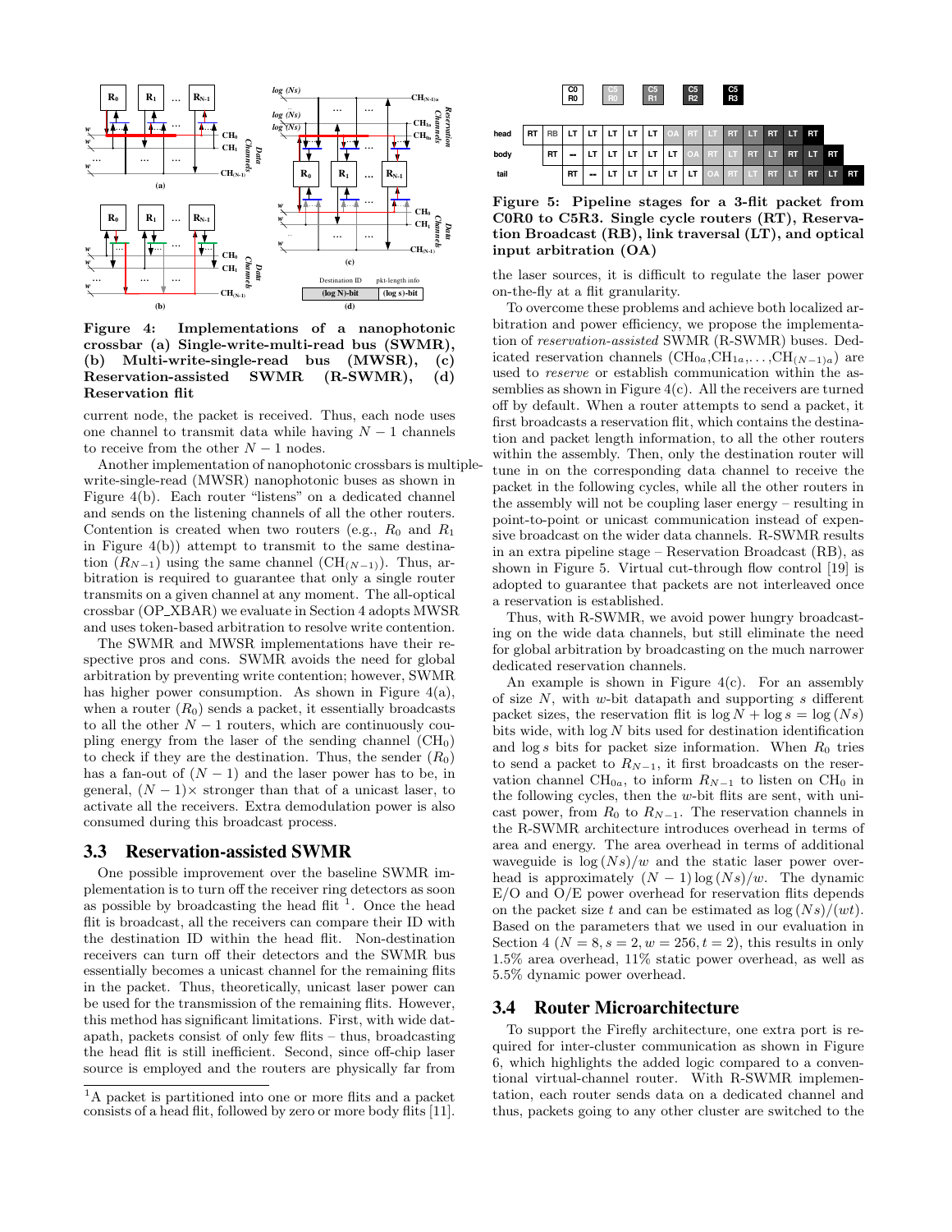**Figure 4: Implementations of a nanophotonic crossbar (a) Single-write-multi-read bus (SWMR), (b) Multi-write-single-read bus (MWSR), (c) Reservation-assisted SWMR (R-SWMR), (d) Reservation flit**

current node, the packet is received. Thus, each node uses one channel to transmit data while having $N-1$ channels to receive from the other $N-1$ nodes.

Another implementation of nanophotonic crossbars is multiple-write-single-read (MWSR) nanophotonic buses as shown in Figure 4(b). Each router "listens" on a dedicated channel and sends on the listening channels of all the other routers. Contention is created when two routers (e.g., $R_0$ and $R_1$ in Figure 4(b)) attempt to transmit to the same destination ($R_{N-1}$) using the same channel ($CH_{(N-1)}$). Thus, arbitration is required to guarantee that only a single router transmits on a given channel at any moment. The all-optical crossbar (OP_XBAR) we evaluate in Section 4 adopts MWSR and uses token-based arbitration to resolve write contention.

The SWMR and MWSR implementations have their respective pros and cons. SWMR avoids the need for global arbitration by preventing write contention; however, SWMR has higher power consumption. As shown in Figure 4(a), when a router ($R_0$) sends a packet, it essentially broadcasts to all the other $N-1$ routers, which are continuously coupling energy from the laser of the sending channel ($CH_0$) to check if they are the destination. Thus, the sender ($R_0$) has a fan-out of $(N-1)$ and the laser power has to be, in general, $(N-1)\times$ stronger than that of a unicast laser, to activate all the receivers. Extra demodulation power is also consumed during this broadcast process.

## 3.3 Reservation-assisted SWMR

One possible improvement over the baseline SWMR implementation is to turn off the receiver ring detectors as soon as possible by broadcasting the head flit [1]. Once the head flit is broadcast, all the receivers can compare their ID with the destination ID within the head flit. Non-destination receivers can turn off their detectors and the SWMR bus essentially becomes a unicast channel for the remaining flits in the packet. Thus, theoretically, unicast laser power can be used for the transmission of the remaining flits. However, this method has significant limitations. First, with wide datapath, packets consist of only few flits – thus, broadcasting the head flit is still inefficient. Second, since off-chip laser source is employed and the routers are physically far from the laser sources, it is difficult to regulate the laser power on-the-fly at a flit granularity.

[1] A packet is partitioned into one or more flits and a packet consists of a head flit, followed by zero or more body flits [11].

| | | | | | | | | | | | | | | | | | |
|---|---|---|---|---|---|---|---|---|---|---|---|---|---|---|---|---|---|
| head | RT | RB | LT | LT | LT | LT | LT | OA | RT | LT | RT | LT | RT | LT | RT | | |
| body | | RT | -- | LT | LT | LT | LT | LT | OA | RT | LT | RT | LT | RT | LT | RT | |
| tail | | | RT | -- | LT | LT | LT | LT | LT | OA | RT | LT | RT | LT | RT | LT | RT |

**Figure 5: Pipeline stages for a 3-flit packet from C0R0 to C5R3. Single cycle routers (RT), Reservation Broadcast (RB), link traversal (LT), and optical input arbitration (OA)**

To overcome these problems and achieve both localized arbitration and power efficiency, we propose the implementation of *reservation-assisted* SWMR (R-SWMR) buses. Dedicated reservation channels ($CH_{0a}, CH_{1a}, \ldots, CH_{(N-1)a}$) are used to *reserve* or establish communication within the assemblies as shown in Figure 4(c). All the receivers are turned off by default. When a router attempts to send a packet, it first broadcasts a reservation flit, which contains the destination and packet length information, to all the other routers within the assembly. Then, only the destination router will tune in on the corresponding data channel to receive the packet in the following cycles, while all the other routers in the assembly will not be coupling laser energy – resulting in point-to-point or unicast communication instead of expensive broadcast on the wider data channels. R-SWMR results in an extra pipeline stage – Reservation Broadcast (RB), as shown in Figure 5. Virtual cut-through flow control [19] is adopted to guarantee that packets are not interleaved once a reservation is established.

Thus, with R-SWMR, we avoid power hungry broadcasting on the wide data channels, but still eliminate the need for global arbitration by broadcasting on the much narrower dedicated reservation channels.

An example is shown in Figure 4(c). For an assembly of size $N$, with $w$-bit datapath and supporting $s$ different packet sizes, the reservation flit is $\log N + \log s = \log(Ns)$ bits wide, with $\log N$ bits used for destination identification and $\log s$ bits for packet size information. When $R_0$ tries to send a packet to $R_{N-1}$, it first broadcasts on the reservation channel $CH_{0a}$, to inform $R_{N-1}$ to listen on $CH_0$ in the following cycles, then the $w$-bit flits are sent, with unicast power, from $R_0$ to $R_{N-1}$. The reservation channels in the R-SWMR architecture introduces overhead in terms of area and energy. The area overhead in terms of additional waveguide is $\log(Ns)/w$ and the static laser power overhead is approximately $(N-1)\log(Ns)/w$. The dynamic E/O and O/E power overhead for reservation flits depends on the packet size $t$ and can be estimated as $\log(Ns)/(wt)$. Based on the parameters that we used in our evaluation in Section 4 ($N = 8, s = 2, w = 256, t = 2$), this results in only 1.5% area overhead, 11% static power overhead, as well as 5.5% dynamic power overhead.

## 3.4 Router Microarchitecture

To support the Firefly architecture, one extra port is required for inter-cluster communication as shown in Figure 6, which highlights the added logic compared to a conventional virtual-channel router. With R-SWMR implementation, each router sends data on a dedicated channel and thus, packets going to any other cluster are switched to the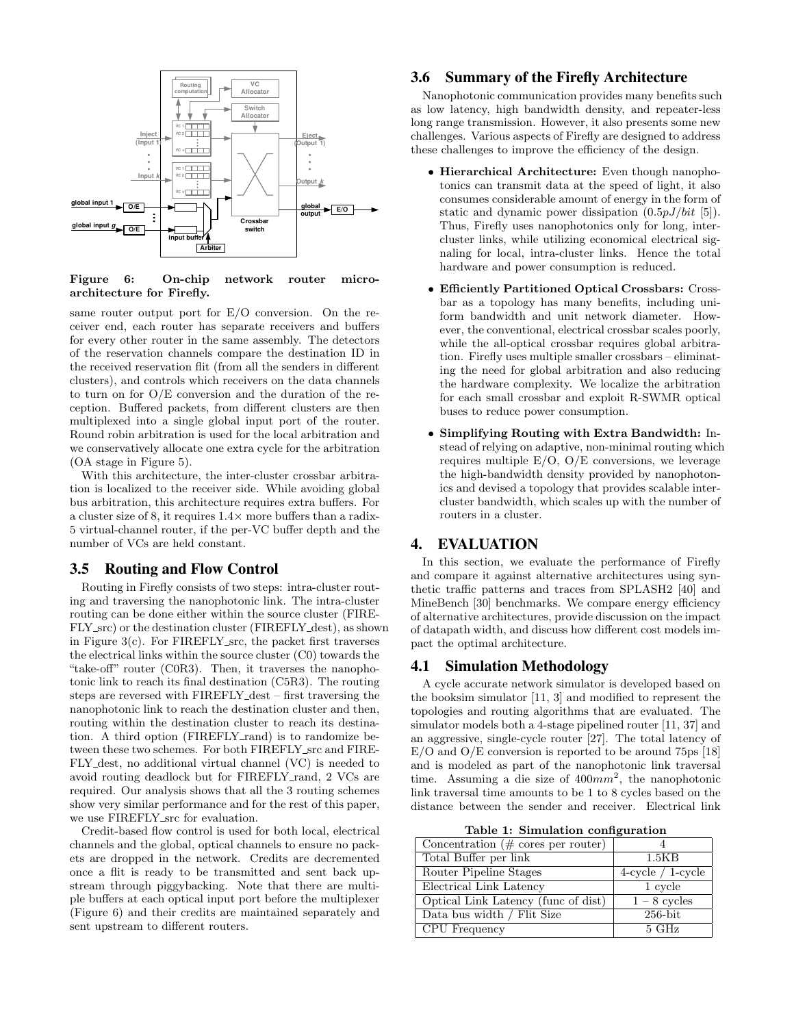Figure 6: On-chip network router microarchitecture for Firefly.

same router output port for E/O conversion. On the receiver end, each router has separate receivers and buffers for every other router in the same assembly. The detectors of the reservation channels compare the destination ID in the received reservation flit (from all the senders in different clusters), and controls which receivers on the data channels to turn on for O/E conversion and the duration of the reception. Buffered packets, from different clusters are then multiplexed into a single global input port of the router. Round robin arbitration is used for the local arbitration and we conservatively allocate one extra cycle for the arbitration (OA stage in Figure 5).

With this architecture, the inter-cluster crossbar arbitration is localized to the receiver side. While avoiding global bus arbitration, this architecture requires extra buffers. For a cluster size of 8, it requires 1.4× more buffers than a radix-5 virtual-channel router, if the per-VC buffer depth and the number of VCs are held constant.

## 3.5 Routing and Flow Control

Routing in Firefly consists of two steps: intra-cluster routing and traversing the nanophotonic link. The intra-cluster routing can be done either within the source cluster (FIREFLY_src) or the destination cluster (FIREFLY_dest), as shown in Figure 3(c). For FIREFLY_src, the packet first traverses the electrical links within the source cluster (C0) towards the "take-off" router (C0R3). Then, it traverses the nanophotonic link to reach its final destination (C5R3). The routing steps are reversed with FIREFLY_dest – first traversing the nanophotonic link to reach the destination cluster and then, routing within the destination cluster to reach its destination. A third option (FIREFLY_rand) is to randomize between these two schemes. For both FIREFLY_src and FIREFLY_dest, no additional virtual channel (VC) is needed to avoid routing deadlock but for FIREFLY_rand, 2 VCs are required. Our analysis shows that all the 3 routing schemes show very similar performance and for the rest of this paper, we use FIREFLY_src for evaluation.

Credit-based flow control is used for both local, electrical channels and the global, optical channels to ensure no packets are dropped in the network. Credits are decremented once a flit is ready to be transmitted and sent back upstream through piggybacking. Note that there are multiple buffers at each optical input port before the multiplexer (Figure 6) and their credits are maintained separately and sent upstream to different routers.

## 3.6 Summary of the Firefly Architecture

Nanophotonic communication provides many benefits such as low latency, high bandwidth density, and repeater-less long range transmission. However, it also presents some new challenges. Various aspects of Firefly are designed to address these challenges to improve the efficiency of the design.

- **Hierarchical Architecture:** Even though nanophotonics can transmit data at the speed of light, it also consumes considerable amount of energy in the form of static and dynamic power dissipation ($0.5pJ/bit$ [5]). Thus, Firefly uses nanophotonics only for long, inter-cluster links, while utilizing economical electrical signaling for local, intra-cluster links. Hence the total hardware and power consumption is reduced.
- **Efficiently Partitioned Optical Crossbars:** Crossbar as a topology has many benefits, including uniform bandwidth and unit network diameter. However, the conventional, electrical crossbar scales poorly, while the all-optical crossbar requires global arbitration. Firefly uses multiple smaller crossbars – eliminating the need for global arbitration and also reducing the hardware complexity. We localize the arbitration for each small crossbar and exploit R-SWMR optical buses to reduce power consumption.
- **Simplifying Routing with Extra Bandwidth:** Instead of relying on adaptive, non-minimal routing which requires multiple E/O, O/E conversions, we leverage the high-bandwidth density provided by nanophotonics and devised a topology that provides scalable inter-cluster bandwidth, which scales up with the number of routers in a cluster.

# 4. EVALUATION

In this section, we evaluate the performance of Firefly and compare it against alternative architectures using synthetic traffic patterns and traces from SPLASH2 [40] and MineBench [30] benchmarks. We compare energy efficiency of alternative architectures, provide discussion on the impact of datapath width, and discuss how different cost models impact the optimal architecture.

## 4.1 Simulation Methodology

A cycle accurate network simulator is developed based on the booksim simulator [11, 3] and modified to represent the topologies and routing algorithms that are evaluated. The simulator models both a 4-stage pipelined router [11, 37] and an aggressive, single-cycle router [27]. The total latency of E/O and O/E conversion is reported to be around 75ps [18] and is modeled as part of the nanophotonic link traversal time. Assuming a die size of $400mm^2$, the nanophotonic link traversal time amounts to be 1 to 8 cycles based on the distance between the sender and receiver. Electrical link

**Table 1: Simulation configuration**

| Parameter | Value |
|---|---|
| Concentration (# cores per router) | 4 |
| Total Buffer per link | 1.5KB |
| Router Pipeline Stages | 4-cycle / 1-cycle |
| Electrical Link Latency | 1 cycle |
| Optical Link Latency (func of dist) | 1 – 8 cycles |
| Data bus width / Flit Size | 256-bit |
| CPU Frequency | 5 GHz |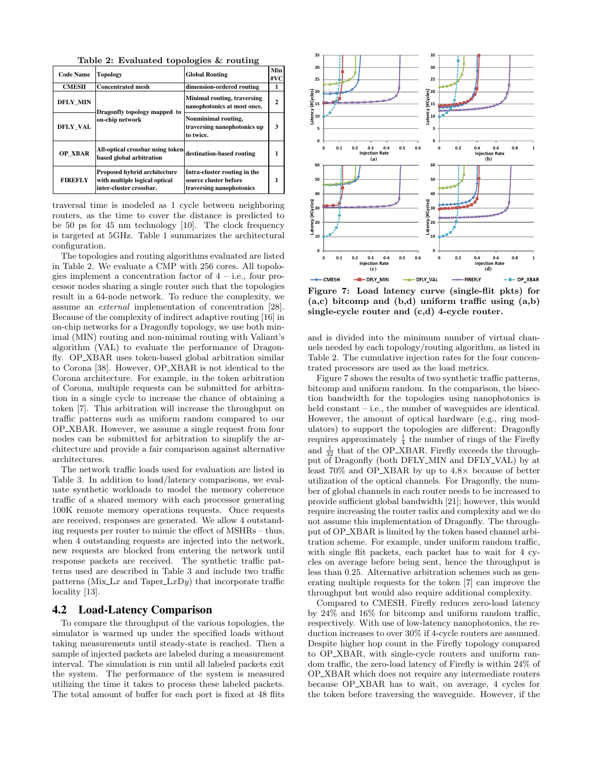Table 2: Evaluated topologies & routing

| Code Name | Topology | Global Routing | Min #VC |
|---|---|---|---|
| CMESH | Concentrated mesh | dimension-ordered routing | 1 |
| DFLY_MIN | Dragonfly topology mapped to on-chip network | Minimal routing, traversing nanophotonics at most once. | 2 |
| DFLY_VAL | | Nonminimal routing, traversing nanophotonics up to twice. | 3 |
| OP_XBAR | All-optical crossbar using token-based global arbitration | destination-based routing | 1 |
| FIREFLY | Proposed hybrid architecture with multiple logical optical inter-cluster crossbar. | Intra-cluster routing in the source cluster before traversing nanophotonics | 1 |

traversal time is modeled as 1 cycle between neighboring routers, as the time to cover the distance is predicted to be 50 ps for 45 nm technology [10]. The clock frequency is targeted at 5GHz. Table 1 summarizes the architectural configuration.

The topologies and routing algorithms evaluated are listed in Table 2. We evaluate a CMP with 256 cores. All topologies implement a concentration factor of 4 – i.e., four processor nodes sharing a single router such that the topologies result in a 64-node network. To reduce the complexity, we assume an *external* implementation of concentration [28]. Because of the complexity of indirect adaptive routing [16] in on-chip networks for a Dragonfly topology, we use both minimal (MIN) routing and non-minimal routing with Valiant's algorithm (VAL) to evaluate the performance of Dragonfly. OP_XBAR uses token-based global arbitration similar to Corona [38]. However, OP_XBAR is not identical to the Corona architecture. For example, in the token arbitration of Corona, multiple requests can be submitted for arbitration in a single cycle to increase the chance of obtaining a token [7]. This arbitration will increase the throughput on traffic patterns such as uniform random compared to our OP_XBAR. However, we assume a single request from four nodes can be submitted for arbitration to simplify the architecture and provide a fair comparison against alternative architectures.

The network traffic loads used for evaluation are listed in Table 3. In addition to load/latency comparisons, we evaluate synthetic workloads to model the memory coherence traffic of a shared memory with each processor generating 100K remote memory operations requests. Once requests are received, responses are generated. We allow 4 outstanding requests per router to mimic the effect of MSHRs – thus, when 4 outstanding requests are injected into the network, new requests are blocked from entering the network until response packets are received. The synthetic traffic patterns used are described in Table 3 and include two traffic patterns (Mix_L$x$ and Taper_L$x$D$y$) that incorporate traffic locality [13].

## 4.2 Load-Latency Comparison

To compare the throughput of the various topologies, the simulator is warmed up under the specified loads without taking measurements until steady-state is reached. Then a sample of injected packets are labeled during a measurement interval. The simulation is run until all labeled packets exit the system. The performance of the system is measured utilizing the time it takes to process these labeled packets. The total amount of buffer for each port is fixed at 48 flits and is divided into the minimum number of virtual channels needed by each topology/routing algorithm, as listed in Table 2. The cumulative injection rates for the four concentrated processors are used as the load metrics.

Figure 7: Load latency curve (single-flit pkts) for (a,c) bitcomp and (b,d) uniform traffic using (a,b) single-cycle router and (c,d) 4-cycle router.

Figure 7 shows the results of two synthetic traffic patterns, bitcomp and uniform random. In the comparison, the bisection bandwidth for the topologies using nanophotonics is held constant – i.e., the number of waveguides are identical. However, the amount of optical hardware (e.g., ring modulators) to support the topologies are different: Dragonfly requires approximately $\frac{1}{4}$ the number of rings of the Firefly and $\frac{1}{32}$ that of the OP_XBAR. Firefly exceeds the throughput of Dragonfly (both DFLY_MIN and DFLY_VAL) by at least 70% and OP_XBAR by up to 4.8× because of better utilization of the optical channels. For Dragonfly, the number of global channels in each router needs to be increased to provide sufficient global bandwidth [21]; however, this would require increasing the router radix and complexity and we do not assume this implementation of Dragonfly. The throughput of OP_XBAR is limited by the token based channel arbitration scheme. For example, under uniform random traffic, with single flit packets, each packet has to wait for 4 cycles on average before being sent, hence the throughput is less than 0.25. Alternative arbitration schemes such as generating multiple requests for the token [7] can improve the throughput but would also require additional complexity.

Compared to CMESH, Firefly reduces zero-load latency by 24% and 16% for bitcomp and uniform random traffic, respectively. With use of low-latency nanophotonics, the reduction increases to over 30% if 4-cycle routers are assumed. Despite higher hop count in the Firefly topology compared to OP_XBAR, with single-cycle routers and uniform random traffic, the zero-load latency of Firefly is within 24% of OP_XBAR which does not require any intermediate routers because OP_XBAR has to wait, on average, 4 cycles for the token before traversing the waveguide. However, if the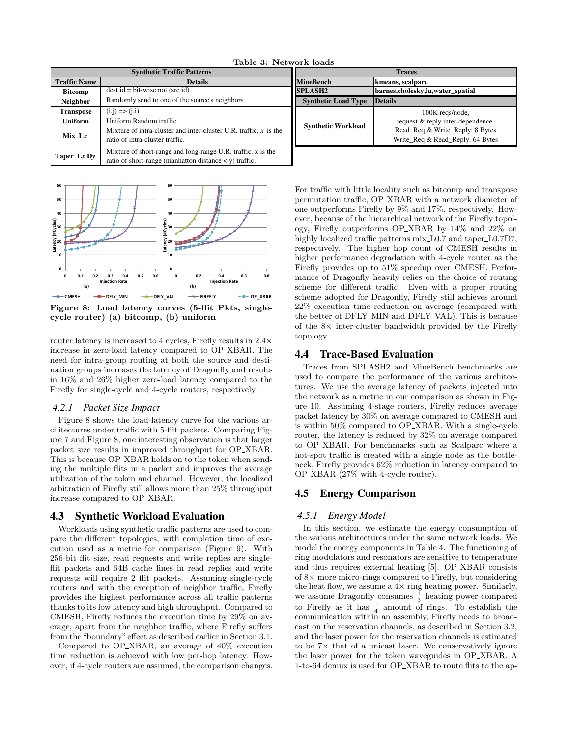**Table 3: Network loads**

| Synthetic Traffic Patterns | |
|---|---|
| **Traffic Name** | **Details** |
| **Bitcomp** | dest id = bit-wise not (src id) |
| **Neighbor** | Randomly send to one of the source's neighbors |
| **Transpose** | (i,j) => (j,i) |
| **Uniform** | Uniform Random traffic |
| **Mix_L*x*** | Mixture of intra-cluster and inter-cluster U.R. traffic. *x* is the ratio of intra-cluster traffic. |
| **Taper_L*x* D*y*** | Mixture of short-range and long-range U.R. traffic. x is the ratio of short-range (manhatton distance < y) traffic. |

| Traces | |
|---|---|
| **MineBench** | **kmeans, scalparc** |
| **SPLASH2** | **barnes,cholesky,lu,water_spatial** |
| **Synthetic Load Type** | **Details** |
| **Synthetic Workload** | 100K reqs/node, request & reply inter-dependence. Read_Req & Write_Reply: 8 Bytes Write_Req & Read_Reply: 64 Bytes |

**Figure 8: Load latency curves (5-flit Pkts, single-cycle router) (a) bitcomp, (b) uniform**

router latency is increased to 4 cycles, Firefly results in 2.4× increase in zero-load latency compared to OP_XBAR. The need for intra-group routing at both the source and destination groups increases the latency of Dragonfly and results in 16% and 26% higher zero-load latency compared to the Firefly for single-cycle and 4-cycle routers, respectively.

### 4.2.1 *Packet Size Impact*

Figure 8 shows the load-latency curve for the various architectures under traffic with 5-flit packets. Comparing Figure 7 and Figure 8, one interesting observation is that larger packet size results in improved throughput for OP_XBAR. This is because OP_XBAR holds on to the token when sending the multiple flits in a packet and improves the average utilization of the token and channel. However, the localized arbitration of Firefly still allows more than 25% throughput increase compared to OP_XBAR.

## 4.3 Synthetic Workload Evaluation

Workloads using synthetic traffic patterns are used to compare the different topologies, with completion time of execution used as a metric for comparison (Figure 9). With 256-bit flit size, read requests and write replies are single-flit packets and 64B cache lines in read replies and write requests will require 2 flit packets. Assuming single-cycle routers and with the exception of neighbor traffic, Firefly provides the highest performance across all traffic patterns thanks to its low latency and high throughput. Compared to CMESH, Firefly reduces the execution time by 29% on average, apart from the neighbor traffic, where Firefly suffers from the "boundary" effect as described earlier in Section 3.1.

Compared to OP_XBAR, an average of 40% execution time reduction is achieved with low per-hop latency. However, if 4-cycle routers are assumed, the comparison changes. For traffic with little locality such as bitcomp and transpose permutation traffic, OP_XBAR with a network diameter of one outperforms Firefly by 9% and 17%, respectively. However, because of the hierarchical network of the Firefly topology, Firefly outperforms OP_XBAR by 14% and 22% on highly localized traffic patterns mix_L0.7 and taper_L0.7D7, respectively. The higher hop count of CMESH results in higher performance degradation with 4-cycle router as the Firefly provides up to 51% speedup over CMESH. Performance of Dragonfly heavily relies on the choice of routing scheme for different traffic. Even with a proper routing scheme adopted for Dragonfly, Firefly still achieves around 22% execution time reduction on average (compared with the better of DFLY_MIN and DFLY_VAL). This is because of the 8× inter-cluster bandwidth provided by the Firefly topology.

## 4.4 Trace-Based Evaluation

Traces from SPLASH2 and MineBench benchmarks are used to compare the performance of the various architectures. We use the average latency of packets injected into the network as a metric in our comparison as shown in Figure 10. Assuming 4-stage routers, Firefly reduces average packet latency by 30% on average compared to CMESH and is within 50% compared to OP_XBAR. With a single-cycle router, the latency is reduced by 32% on average compared to OP_XBAR. For benchmarks such as Scalparc where a hot-spot traffic is created with a single node as the bottleneck, Firefly provides 62% reduction in latency compared to OP_XBAR (27% with 4-cycle router).

## 4.5 Energy Comparison

### 4.5.1 *Energy Model*

In this section, we estimate the energy consumption of the various architectures under the same network loads. We model the energy components in Table 4. The functioning of ring modulators and resonators are sensitive to temperature and thus requires external heating [5]. OP_XBAR consists of 8× more micro-rings compared to Firefly, but considering the heat flow, we assume a 4× ring heating power. Similarly, we assume Dragonfly consumes $\frac{1}{3}$ heating power compared to Firefly as it has $\frac{1}{4}$ amount of rings. To establish the communication within an assembly, Firefly needs to broadcast on the reservation channels, as described in Section 3.2, and the laser power for the reservation channels is estimated to be 7× that of a unicast laser. We conservatively ignore the laser power for the token waveguides in OP_XBAR. A 1-to-64 demux is used for OP_XBAR to route flits to the ap-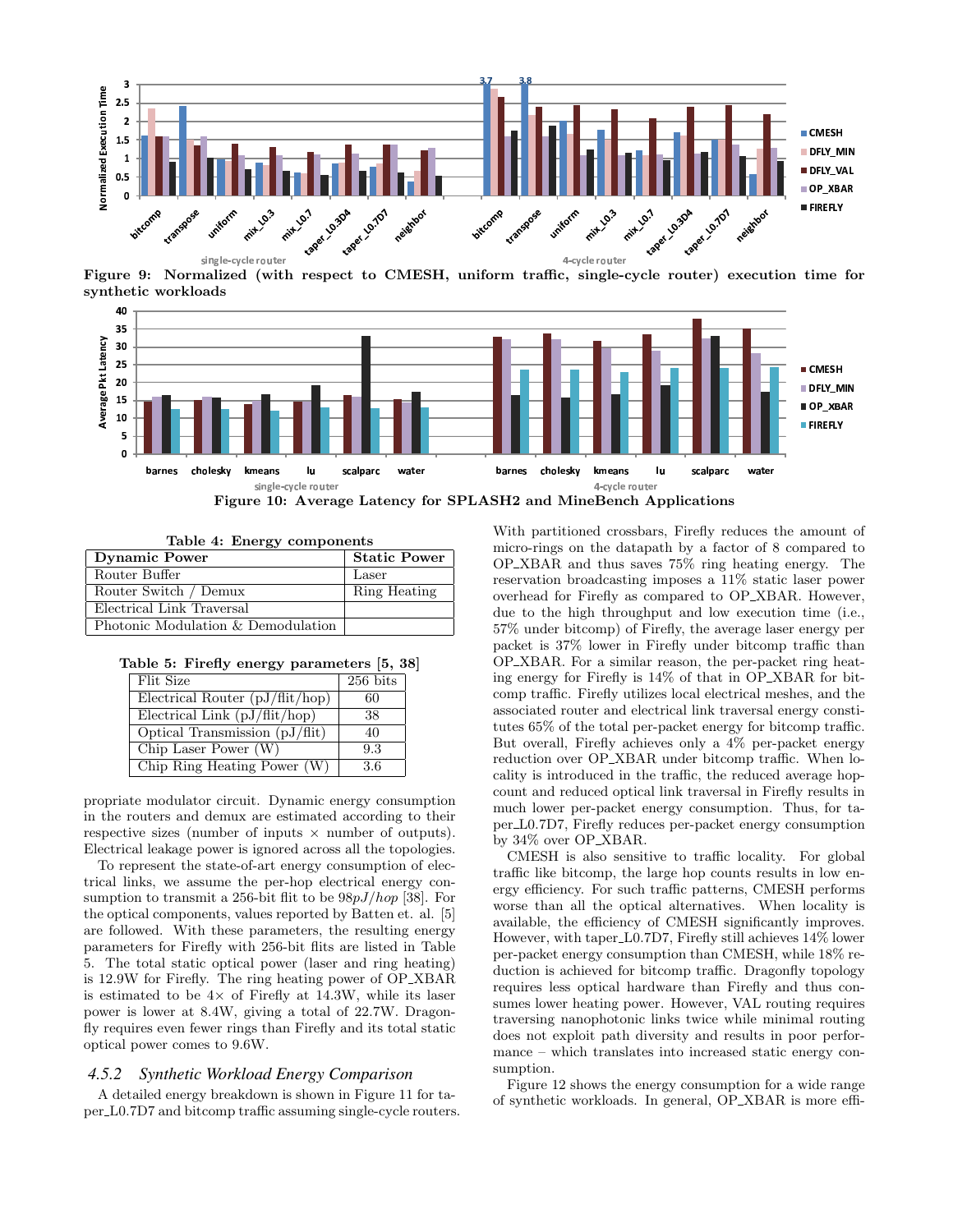Figure 9: Normalized (with respect to CMESH, uniform traffic, single-cycle router) execution time for synthetic workloads

Figure 10: Average Latency for SPLASH2 and MineBench Applications

**Table 4: Energy components**

| Dynamic Power | Static Power |
|---|---|
| Router Buffer | Laser |
| Router Switch / Demux | Ring Heating |
| Electrical Link Traversal | |
| Photonic Modulation & Demodulation | |

**Table 5: Firefly energy parameters [5, 38]**

| Flit Size | 256 bits |
|---|---|
| Electrical Router (pJ/flit/hop) | 60 |
| Electrical Link (pJ/flit/hop) | 38 |
| Optical Transmission (pJ/flit) | 40 |
| Chip Laser Power (W) | 9.3 |
| Chip Ring Heating Power (W) | 3.6 |

propriate modulator circuit. Dynamic energy consumption in the routers and demux are estimated according to their respective sizes (number of inputs × number of outputs). Electrical leakage power is ignored across all the topologies.

To represent the state-of-art energy consumption of electrical links, we assume the per-hop electrical energy consumption to transmit a 256-bit flit to be $98pJ/hop$ [38]. For the optical components, values reported by Batten et. al. [5] are followed. With these parameters, the resulting energy parameters for Firefly with 256-bit flits are listed in Table 5. The total static optical power (laser and ring heating) is 12.9W for Firefly. The ring heating power of OP_XBAR is estimated to be 4× of Firefly at 14.3W, while its laser power is lower at 8.4W, giving a total of 22.7W. Dragonfly requires even fewer rings than Firefly and its total static optical power comes to 9.6W.

### 4.5.2 Synthetic Workload Energy Comparison

A detailed energy breakdown is shown in Figure 11 for taper_L0.7D7 and bitcomp traffic assuming single-cycle routers. With partitioned crossbars, Firefly reduces the amount of micro-rings on the datapath by a factor of 8 compared to OP_XBAR and thus saves 75% ring heating energy. The reservation broadcasting imposes a 11% static laser power overhead for Firefly as compared to OP_XBAR. However, due to the high throughput and low execution time (i.e., 57% under bitcomp) of Firefly, the average laser energy per packet is 37% lower in Firefly under bitcomp traffic than OP_XBAR. For a similar reason, the per-packet ring heating energy for Firefly is 14% of that in OP_XBAR for bitcomp traffic. Firefly utilizes local electrical meshes, and the associated router and electrical link traversal energy constitutes 65% of the total per-packet energy for bitcomp traffic. But overall, Firefly achieves only a 4% per-packet energy reduction over OP_XBAR under bitcomp traffic. When locality is introduced in the traffic, the reduced average hopcount and reduced optical link traversal in Firefly results in much lower per-packet energy consumption. Thus, for taper_L0.7D7, Firefly reduces per-packet energy consumption by 34% over OP_XBAR.

CMESH is also sensitive to traffic locality. For global traffic like bitcomp, the large hop counts results in low energy efficiency. For such traffic patterns, CMESH performs worse than all the optical alternatives. When locality is available, the efficiency of CMESH significantly improves. However, with taper_L0.7D7, Firefly still achieves 14% lower per-packet energy consumption than CMESH, while 18% reduction is achieved for bitcomp traffic. Dragonfly topology requires less optical hardware than Firefly and thus consumes lower heating power. However, VAL routing requires traversing nanophotonic links twice while minimal routing does not exploit path diversity and results in poor performance – which translates into increased static energy consumption.

Figure 12 shows the energy consumption for a wide range of synthetic workloads. In general, OP_XBAR is more effi-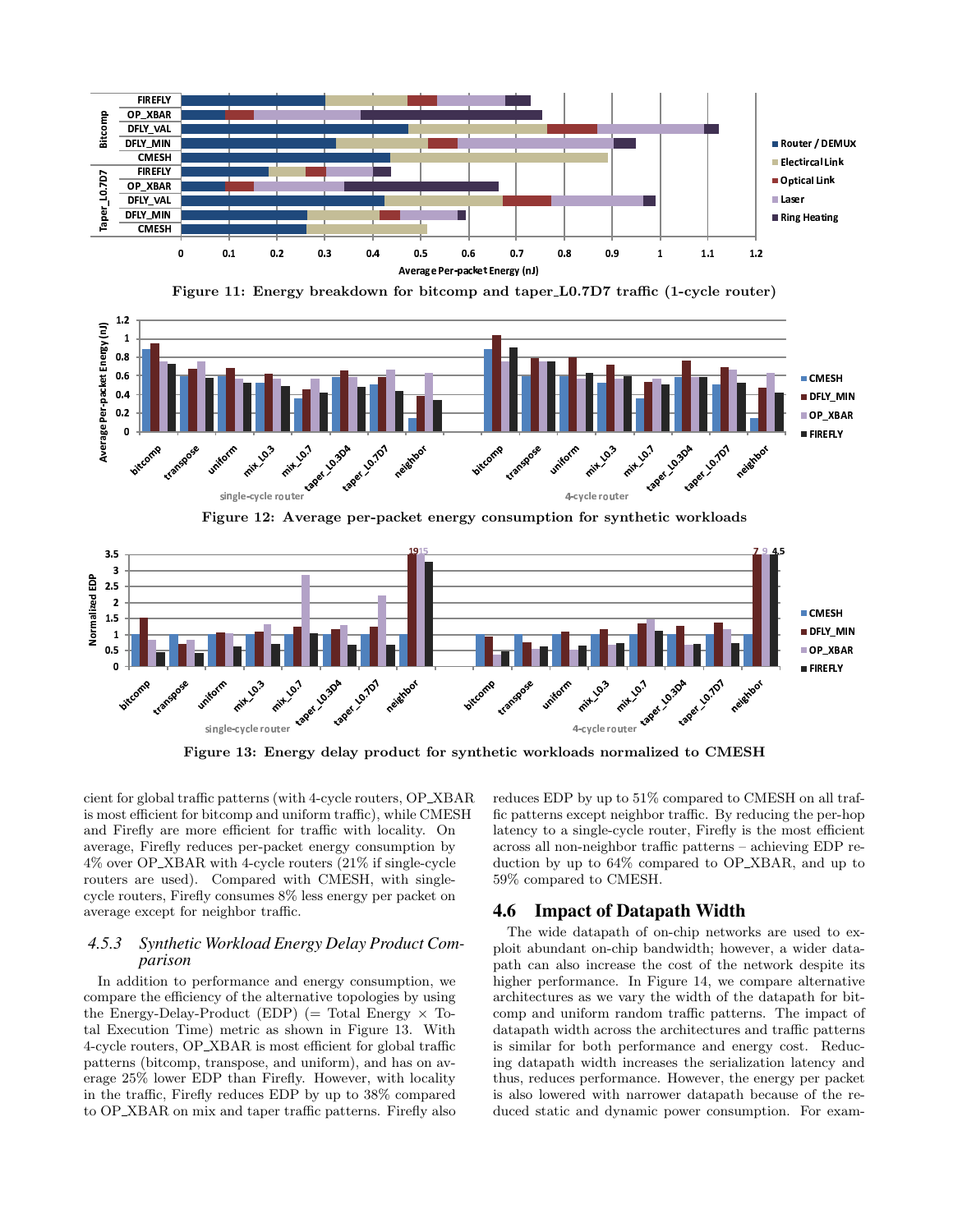Figure 11: Energy breakdown for bitcomp and taper_L0.7D7 traffic (1-cycle router)

Figure 12: Average per-packet energy consumption for synthetic workloads

Figure 13: Energy delay product for synthetic workloads normalized to CMESH

cient for global traffic patterns (with 4-cycle routers, OP_XBAR is most efficient for bitcomp and uniform traffic), while CMESH and Firefly are more efficient for traffic with locality. On average, Firefly reduces per-packet energy consumption by 4% over OP_XBAR with 4-cycle routers (21% if single-cycle routers are used). Compared with CMESH, with single-cycle routers, Firefly consumes 8% less energy per packet on average except for neighbor traffic.

### 4.5.3 Synthetic Workload Energy Delay Product Comparison

In addition to performance and energy consumption, we compare the efficiency of the alternative topologies by using the Energy-Delay-Product (EDP) (= Total Energy × Total Execution Time) metric as shown in Figure 13. With 4-cycle routers, OP_XBAR is most efficient for global traffic patterns (bitcomp, transpose, and uniform), and has on average 25% lower EDP than Firefly. However, with locality in the traffic, Firefly reduces EDP by up to 38% compared to OP_XBAR on mix and taper traffic patterns. Firefly also reduces EDP by up to 51% compared to CMESH on all traffic patterns except neighbor traffic. By reducing the per-hop latency to a single-cycle router, Firefly is the most efficient across all non-neighbor traffic patterns – achieving EDP reduction by up to 64% compared to OP_XBAR, and up to 59% compared to CMESH.

## 4.6 Impact of Datapath Width

The wide datapath of on-chip networks are used to exploit abundant on-chip bandwidth; however, a wider datapath can also increase the cost of the network despite its higher performance. In Figure 14, we compare alternative architectures as we vary the width of the datapath for bitcomp and uniform random traffic patterns. The impact of datapath width across the architectures and traffic patterns is similar for both performance and energy cost. Reducing datapath width increases the serialization latency and thus, reduces performance. However, the energy per packet is also lowered with narrower datapath because of the reduced static and dynamic power consumption. For exam-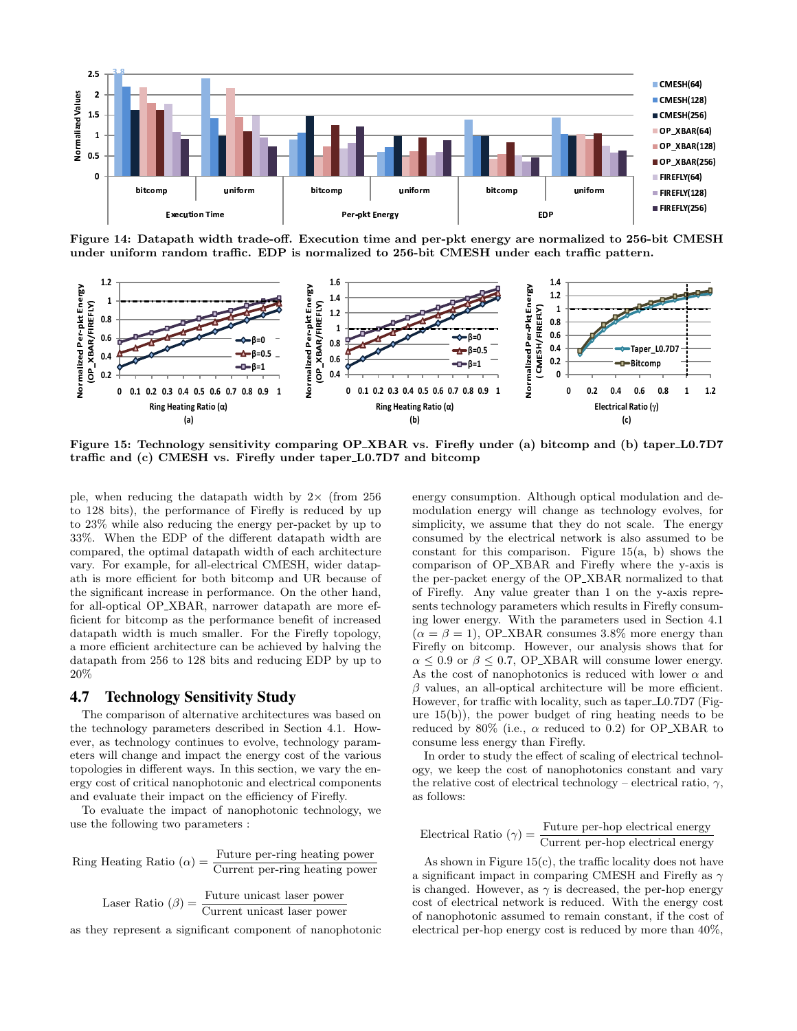Figure 14: Datapath width trade-off. Execution time and per-pkt energy are normalized to 256-bit CMESH under uniform random traffic. EDP is normalized to 256-bit CMESH under each traffic pattern.

Figure 15: Technology sensitivity comparing OP_XBAR vs. Firefly under (a) bitcomp and (b) taper_L0.7D7 traffic and (c) CMESH vs. Firefly under taper_L0.7D7 and bitcomp

ple, when reducing the datapath width by 2× (from 256 to 128 bits), the performance of Firefly is reduced by up to 23% while also reducing the energy per-packet by up to 33%. When the EDP of the different datapath width are compared, the optimal datapath width of each architecture vary. For example, for all-electrical CMESH, wider datapath is more efficient for both bitcomp and UR because of the significant increase in performance. On the other hand, for all-optical OP_XBAR, narrower datapath are more efficient for bitcomp as the performance benefit of increased datapath width is much smaller. For the Firefly topology, a more efficient architecture can be achieved by halving the datapath from 256 to 128 bits and reducing EDP by up to 20%

## 4.7 Technology Sensitivity Study

The comparison of alternative architectures was based on the technology parameters described in Section 4.1. However, as technology continues to evolve, technology parameters will change and impact the energy cost of the various topologies in different ways. In this section, we vary the energy cost of critical nanophotonic and electrical components and evaluate their impact on the efficiency of Firefly.

To evaluate the impact of nanophotonic technology, we use the following two parameters :

$$\text{Ring Heating Ratio } (\alpha) = \frac{\text{Future per-ring heating power}}{\text{Current per-ring heating power}}$$

$$\text{Laser Ratio } (\beta) = \frac{\text{Future unicast laser power}}{\text{Current unicast laser power}}$$

as they represent a significant component of nanophotonic energy consumption. Although optical modulation and demodulation energy will change as technology evolves, for simplicity, we assume that they do not scale. The energy consumed by the electrical network is also assumed to be constant for this comparison. Figure 15(a, b) shows the comparison of OP_XBAR and Firefly where the y-axis is the per-packet energy of the OP_XBAR normalized to that of Firefly. Any value greater than 1 on the y-axis represents technology parameters which results in Firefly consuming lower energy. With the parameters used in Section 4.1 ($\alpha = \beta = 1$), OP_XBAR consumes 3.8% more energy than Firefly on bitcomp. However, our analysis shows that for $\alpha \leq 0.9$ or $\beta \leq 0.7$, OP_XBAR will consume lower energy. As the cost of nanophotonics is reduced with lower $\alpha$ and $\beta$ values, an all-optical architecture will be more efficient. However, for traffic with locality, such as taper_L0.7D7 (Figure 15(b)), the power budget of ring heating needs to be reduced by 80% (i.e., $\alpha$ reduced to 0.2) for OP_XBAR to consume less energy than Firefly.

In order to study the effect of scaling of electrical technology, we keep the cost of nanophotonics constant and vary the relative cost of electrical technology – electrical ratio, $\gamma$, as follows:

$$\text{Electrical Ratio } (\gamma) = \frac{\text{Future per-hop electrical energy}}{\text{Current per-hop electrical energy}}$$

As shown in Figure 15(c), the traffic locality does not have a significant impact in comparing CMESH and Firefly as $\gamma$ is changed. However, as $\gamma$ is decreased, the per-hop energy cost of electrical network is reduced. With the energy cost of nanophotonic assumed to remain constant, if the cost of electrical per-hop energy cost is reduced by more than 40%,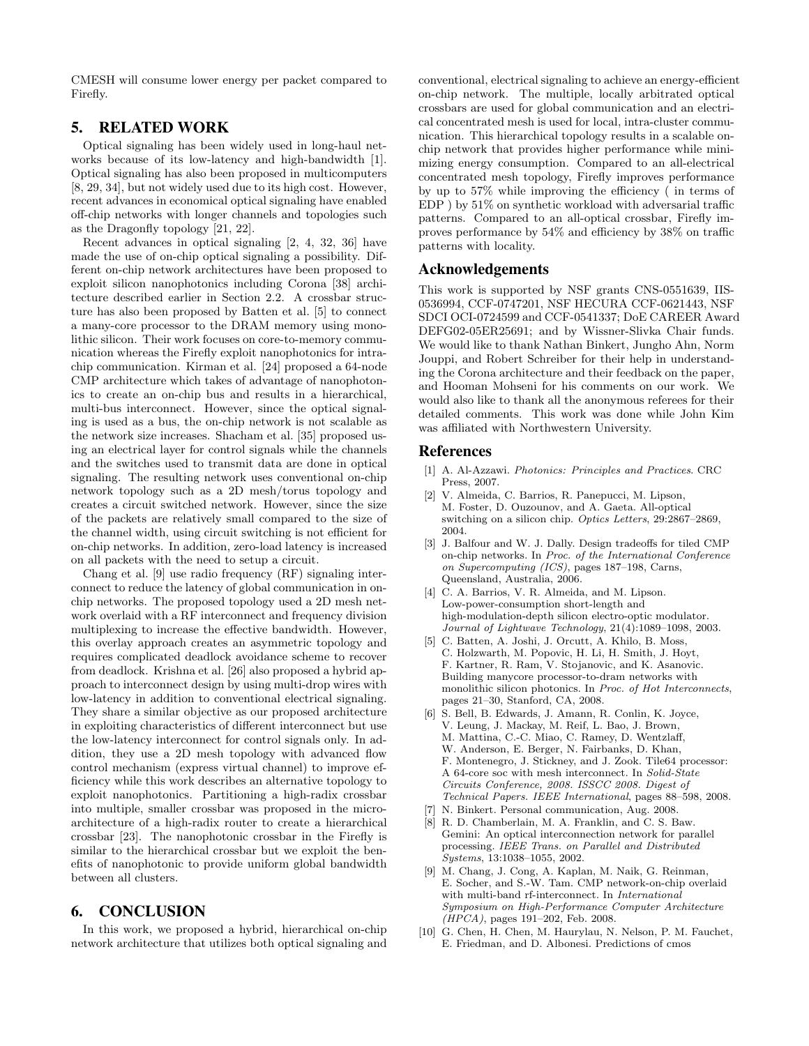CMESH will consume lower energy per packet compared to Firefly.

## 5. RELATED WORK

Optical signaling has been widely used in long-haul networks because of its low-latency and high-bandwidth [1]. Optical signaling has also been proposed in multicomputers [8, 29, 34], but not widely used due to its high cost. However, recent advances in economical optical signaling have enabled off-chip networks with longer channels and topologies such as the Dragonfly topology [21, 22].

Recent advances in optical signaling [2, 4, 32, 36] have made the use of on-chip optical signaling a possibility. Different on-chip network architectures have been proposed to exploit silicon nanophotonics including Corona [38] architecture described earlier in Section 2.2. A crossbar structure has also been proposed by Batten et al. [5] to connect a many-core processor to the DRAM memory using monolithic silicon. Their work focuses on core-to-memory communication whereas the Firefly exploit nanophotonics for intrachip communication. Kirman et al. [24] proposed a 64-node CMP architecture which takes of advantage of nanophotonics to create an on-chip bus and results in a hierarchical, multi-bus interconnect. However, since the optical signaling is used as a bus, the on-chip network is not scalable as the network size increases. Shacham et al. [35] proposed using an electrical layer for control signals while the channels and the switches used to transmit data are done in optical signaling. The resulting network uses conventional on-chip network topology such as a 2D mesh/torus topology and creates a circuit switched network. However, since the size of the packets are relatively small compared to the size of the channel width, using circuit switching is not efficient for on-chip networks. In addition, zero-load latency is increased on all packets with the need to setup a circuit.

Chang et al. [9] use radio frequency (RF) signaling interconnect to reduce the latency of global communication in on-chip networks. The proposed topology used a 2D mesh network overlaid with a RF interconnect and frequency division multiplexing to increase the effective bandwidth. However, this overlay approach creates an asymmetric topology and requires complicated deadlock avoidance scheme to recover from deadlock. Krishna et al. [26] also proposed a hybrid approach to interconnect design by using multi-drop wires with low-latency in addition to conventional electrical signaling. They share a similar objective as our proposed architecture in exploiting characteristics of different interconnect but use the low-latency interconnect for control signals only. In addition, they use a 2D mesh topology with advanced flow control mechanism (express virtual channel) to improve efficiency while this work describes an alternative topology to exploit nanophotonics. Partitioning a high-radix crossbar into multiple, smaller crossbar was proposed in the microarchitecture of a high-radix router to create a hierarchical crossbar [23]. The nanophotonic crossbar in the Firefly is similar to the hierarchical crossbar but we exploit the benefits of nanophotonic to provide uniform global bandwidth between all clusters.

## 6. CONCLUSION

In this work, we proposed a hybrid, hierarchical on-chip network architecture that utilizes both optical signaling and conventional, electrical signaling to achieve an energy-efficient on-chip network. The multiple, locally arbitrated optical crossbars are used for global communication and an electrical concentrated mesh is used for local, intra-cluster communication. This hierarchical topology results in a scalable on-chip network that provides higher performance while minimizing energy consumption. Compared to an all-electrical concentrated mesh topology, Firefly improves performance by up to 57% while improving the efficiency ( in terms of EDP ) by 51% on synthetic workload with adversarial traffic patterns. Compared to an all-optical crossbar, Firefly improves performance by 54% and efficiency by 38% on traffic patterns with locality.

## Acknowledgements

This work is supported by NSF grants CNS-0551639, IIS-0536994, CCF-0747201, NSF HECURA CCF-0621443, NSF SDCI OCI-0724599 and CCF-0541337; DoE CAREER Award DEFG02-05ER25691; and by Wissner-Slivka Chair funds. We would like to thank Nathan Binkert, Jungho Ahn, Norm Jouppi, and Robert Schreiber for their help in understanding the Corona architecture and their feedback on the paper, and Hooman Mohseni for his comments on our work. We would also like to thank all the anonymous referees for their detailed comments. This work was done while John Kim was affiliated with Northwestern University.

## References

[1] A. Al-Azzawi. *Photonics: Principles and Practices*. CRC Press, 2007.

[2] V. Almeida, C. Barrios, R. Panepucci, M. Lipson, M. Foster, D. Ouzounov, and A. Gaeta. All-optical switching on a silicon chip. *Optics Letters*, 29:2867–2869, 2004.

[3] J. Balfour and W. J. Dally. Design tradeoffs for tiled CMP on-chip networks. In *Proc. of the International Conference on Supercomputing (ICS)*, pages 187–198, Carns, Queensland, Australia, 2006.

[4] C. A. Barrios, V. R. Almeida, and M. Lipson. Low-power-consumption short-length and high-modulation-depth silicon electro-optic modulator. *Journal of Lightwave Technology*, 21(4):1089–1098, 2003.

[5] C. Batten, A. Joshi, J. Orcutt, A. Khilo, B. Moss, C. Holzwarth, M. Popovic, H. Li, H. Smith, J. Hoyt, F. Kartner, R. Ram, V. Stojanovic, and K. Asanovic. Building manycore processor-to-dram networks with monolithic silicon photonics. In *Proc. of Hot Interconnects*, pages 21–30, Stanford, CA, 2008.

[6] S. Bell, B. Edwards, J. Amann, R. Conlin, K. Joyce, V. Leung, J. Mackay, M. Reif, L. Bao, J. Brown, M. Mattina, C.-C. Miao, C. Ramey, D. Wentzlaff, W. Anderson, E. Berger, N. Fairbanks, D. Khan, F. Montenegro, J. Stickney, and J. Zook. Tile64 processor: A 64-core soc with mesh interconnect. In *Solid-State Circuits Conference, 2008. ISSCC 2008. Digest of Technical Papers. IEEE International*, pages 88–598, 2008.

[7] N. Binkert. Personal communication, Aug. 2008.

[8] R. D. Chamberlain, M. A. Franklin, and C. S. Baw. Gemini: An optical interconnection network for parallel processing. *IEEE Trans. on Parallel and Distributed Systems*, 13:1038–1055, 2002.

[9] M. Chang, J. Cong, A. Kaplan, M. Naik, G. Reinman, E. Socher, and S.-W. Tam. CMP network-on-chip overlaid with multi-band rf-interconnect. In *International Symposium on High-Performance Computer Architecture (HPCA)*, pages 191–202, Feb. 2008.

[10] G. Chen, H. Chen, M. Haurylau, N. Nelson, P. M. Fauchet, E. Friedman, and D. Albonesi. Predictions of cmos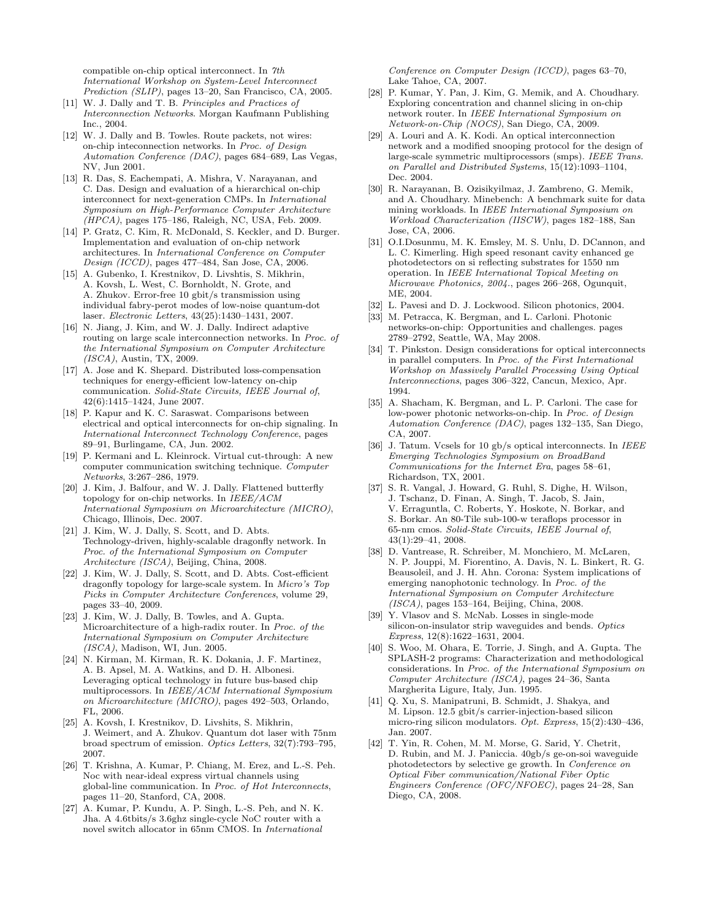compatible on-chip optical interconnect. In *7th International Workshop on System-Level Interconnect Prediction (SLIP)*, pages 13–20, San Francisco, CA, 2005.

[11] W. J. Dally and T. B. *Principles and Practices of Interconnection Networks*. Morgan Kaufmann Publishing Inc., 2004.

[12] W. J. Dally and B. Towles. Route packets, not wires: on-chip inteconnection networks. In *Proc. of Design Automation Conference (DAC)*, pages 684–689, Las Vegas, NV, Jun 2001.

[13] R. Das, S. Eachempati, A. Mishra, V. Narayanan, and C. Das. Design and evaluation of a hierarchical on-chip interconnect for next-generation CMPs. In *International Symposium on High-Performance Computer Architecture (HPCA)*, pages 175–186, Raleigh, NC, USA, Feb. 2009.

[14] P. Gratz, C. Kim, R. McDonald, S. Keckler, and D. Burger. Implementation and evaluation of on-chip network architectures. In *International Conference on Computer Design (ICCD)*, pages 477–484, San Jose, CA, 2006.

[15] A. Gubenko, I. Krestnikov, D. Livshtis, S. Mikhrin, A. Kovsh, L. West, C. Bornholdt, N. Grote, and A. Zhukov. Error-free 10 gbit/s transmission using individual fabry-perot modes of low-noise quantum-dot laser. *Electronic Letters*, 43(25):1430–1431, 2007.

[16] N. Jiang, J. Kim, and W. J. Dally. Indirect adaptive routing on large scale interconnection networks. In *Proc. of the International Symposium on Computer Architecture (ISCA)*, Austin, TX, 2009.

[17] A. Jose and K. Shepard. Distributed loss-compensation techniques for energy-efficient low-latency on-chip communication. *Solid-State Circuits, IEEE Journal of*, 42(6):1415–1424, June 2007.

[18] P. Kapur and K. C. Saraswat. Comparisons between electrical and optical interconnects for on-chip signaling. In *International Interconnect Technology Conference*, pages 89–91, Burlingame, CA, Jun. 2002.

[19] P. Kermani and L. Kleinrock. Virtual cut-through: A new computer communication switching technique. *Computer Networks*, 3:267–286, 1979.

[20] J. Kim, J. Balfour, and W. J. Dally. Flattened butterfly topology for on-chip networks. In *IEEE/ACM International Symposium on Microarchitecture (MICRO)*, Chicago, Illinois, Dec. 2007.

[21] J. Kim, W. J. Dally, S. Scott, and D. Abts. Technology-driven, highly-scalable dragonfly network. In *Proc. of the International Symposium on Computer Architecture (ISCA)*, Beijing, China, 2008.

[22] J. Kim, W. J. Dally, S. Scott, and D. Abts. Cost-efficient dragonfly topology for large-scale system. In *Micro's Top Picks in Computer Architecture Conferences*, volume 29, pages 33–40, 2009.

[23] J. Kim, W. J. Dally, B. Towles, and A. Gupta. Microarchitecture of a high-radix router. In *Proc. of the International Symposium on Computer Architecture (ISCA)*, Madison, WI, Jun. 2005.

[24] N. Kirman, M. Kirman, R. K. Dokania, J. F. Martinez, A. B. Apsel, M. A. Watkins, and D. H. Albonesi. Leveraging optical technology in future bus-based chip multiprocessors. In *IEEE/ACM International Symposium on Microarchitecture (MICRO)*, pages 492–503, Orlando, FL, 2006.

[25] A. Kovsh, I. Krestnikov, D. Livshits, S. Mikhrin, J. Weimert, and A. Zhukov. Quantum dot laser with 75nm broad spectrum of emission. *Optics Letters*, 32(7):793–795, 2007.

[26] T. Krishna, A. Kumar, P. Chiang, M. Erez, and L.-S. Peh. Noc with near-ideal express virtual channels using global-line communication. In *Proc. of Hot Interconnects*, pages 11–20, Stanford, CA, 2008.

[27] A. Kumar, P. Kundu, A. P. Singh, L.-S. Peh, and N. K. Jha. A 4.6tbits/s 3.6ghz single-cycle NoC router with a novel switch allocator in 65nm CMOS. In *International Conference on Computer Design (ICCD)*, pages 63–70, Lake Tahoe, CA, 2007.

[28] P. Kumar, Y. Pan, J. Kim, G. Memik, and A. Choudhary. Exploring concentration and channel slicing in on-chip network router. In *IEEE International Symposium on Network-on-Chip (NOCS)*, San Diego, CA, 2009.

[29] A. Louri and A. K. Kodi. An optical interconnection network and a modified snooping protocol for the design of large-scale symmetric multiprocessors (smps). *IEEE Trans. on Parallel and Distributed Systems*, 15(12):1093–1104, Dec. 2004.

[30] R. Narayanan, B. Ozisikyilmaz, J. Zambreno, G. Memik, and A. Choudhary. Minebench: A benchmark suite for data mining workloads. In *IEEE International Symposium on Workload Characterization (IISCW)*, pages 182–188, San Jose, CA, 2006.

[31] O.I.Dosunmu, M. K. Emsley, M. S. Unlu, D. DCannon, and L. C. Kimerling. High speed resonant cavity enhanced ge photodetectors on si reflecting substrates for 1550 nm operation. In *IEEE International Topical Meeting on Microwave Photonics, 2004.*, pages 266–268, Ogunquit, ME, 2004.

[32] L. Pavesi and D. J. Lockwood. Silicon photonics, 2004.

[33] M. Petracca, K. Bergman, and L. Carloni. Photonic networks-on-chip: Opportunities and challenges. pages 2789–2792, Seattle, WA, May 2008.

[34] T. Pinkston. Design considerations for optical interconnects in parallel computers. In *Proc. of the First International Workshop on Massively Parallel Processing Using Optical Interconnections*, pages 306–322, Cancun, Mexico, Apr. 1994.

[35] A. Shacham, K. Bergman, and L. P. Carloni. The case for low-power photonic networks-on-chip. In *Proc. of Design Automation Conference (DAC)*, pages 132–135, San Diego, CA, 2007.

[36] J. Tatum. Vcsels for 10 gb/s optical interconnects. In *IEEE Emerging Technologies Symposium on BroadBand Communications for the Internet Era*, pages 58–61, Richardson, TX, 2001.

[37] S. R. Vangal, J. Howard, G. Ruhl, S. Dighe, H. Wilson, J. Tschanz, D. Finan, A. Singh, T. Jacob, S. Jain, V. Erraguntla, C. Roberts, Y. Hoskote, N. Borkar, and S. Borkar. An 80-Tile sub-100-w teraflops processor in 65-nm cmos. *Solid-State Circuits, IEEE Journal of*, 43(1):29–41, 2008.

[38] D. Vantrease, R. Schreiber, M. Monchiero, M. McLaren, N. P. Jouppi, M. Fiorentino, A. Davis, N. L. Binkert, R. G. Beausoleil, and J. H. Ahn. Corona: System implications of emerging nanophotonic technology. In *Proc. of the International Symposium on Computer Architecture (ISCA)*, pages 153–164, Beijing, China, 2008.

[39] Y. Vlasov and S. McNab. Losses in single-mode silicon-on-insulator strip waveguides and bends. *Optics Express*, 12(8):1622–1631, 2004.

[40] S. Woo, M. Ohara, E. Torrie, J. Singh, and A. Gupta. The SPLASH-2 programs: Characterization and methodological considerations. In *Proc. of the International Symposium on Computer Architecture (ISCA)*, pages 24–36, Santa Margherita Ligure, Italy, Jun. 1995.

[41] Q. Xu, S. Manipatruni, B. Schmidt, J. Shakya, and M. Lipson. 12.5 gbit/s carrier-injection-based silicon micro-ring silicon modulators. *Opt. Express*, 15(2):430–436, Jan. 2007.

[42] T. Yin, R. Cohen, M. M. Morse, G. Sarid, Y. Chetrit, D. Rubin, and M. J. Paniccia. 40gb/s ge-on-soi waveguide photodetectors by selective ge growth. In *Conference on Optical Fiber communication/National Fiber Optic Engineers Conference (OFC/NFOEC)*, pages 24–28, San Diego, CA, 2008.